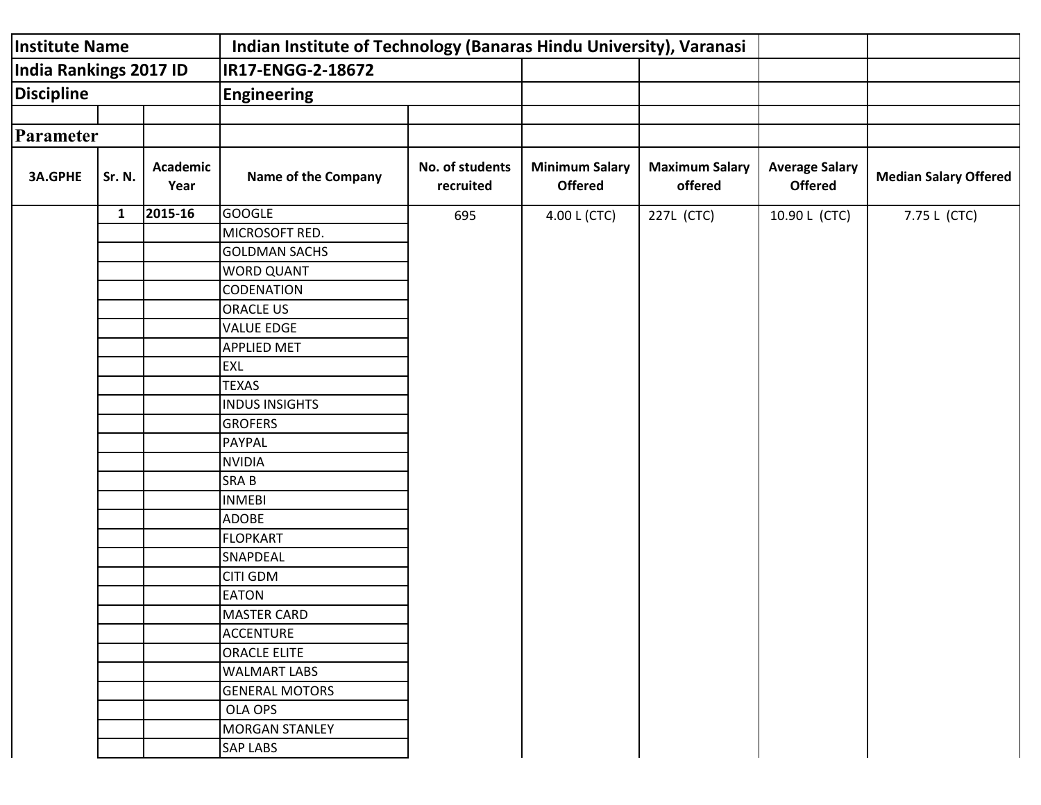| | | | | | | | | |
|---|---|---|---|---|---|---|---|---|
| **Institute Name** | | | Indian Institute of Technology (Banaras Hindu University), Varanasi | | | | | |
| **India Rankings 2017 ID** | | | IR17-ENGG-2-18672 | | | | | |
| **Discipline** | | | Engineering | | | | | |
| **Parameter** | | | | | | | | |
| **3A.GPHE** | **Sr. N.** | **Academic Year** | **Name of the Company** | **No. of students recruited** | **Minimum Salary Offered** | **Maximum Salary offered** | **Average Salary Offered** | **Median Salary Offered** |
| | 1 | 2015-16 | GOOGLE | 695 | 4.00 L (CTC) | 227L (CTC) | 10.90 L (CTC) | 7.75 L (CTC) |
| | | | MICROSOFT RED. | | | | | |
| | | | GOLDMAN SACHS | | | | | |
| | | | WORD QUANT | | | | | |
| | | | CODENATION | | | | | |
| | | | ORACLE US | | | | | |
| | | | VALUE EDGE | | | | | |
| | | | APPLIED MET | | | | | |
| | | | EXL | | | | | |
| | | | TEXAS | | | | | |
| | | | INDUS INSIGHTS | | | | | |
| | | | GROFERS | | | | | |
| | | | PAYPAL | | | | | |
| | | | NVIDIA | | | | | |
| | | | SRA B | | | | | |
| | | | INMEBI | | | | | |
| | | | ADOBE | | | | | |
| | | | FLOPKART | | | | | |
| | | | SNAPDEAL | | | | | |
| | | | CITI GDM | | | | | |
| | | | EATON | | | | | |
| | | | MASTER CARD | | | | | |
| | | | ACCENTURE | | | | | |
| | | | ORACLE ELITE | | | | | |
| | | | WALMART LABS | | | | | |
| | | | GENERAL MOTORS | | | | | |
| | | | OLA OPS | | | | | |
| | | | MORGAN STANLEY | | | | | |
| | | | SAP LABS | | | | | |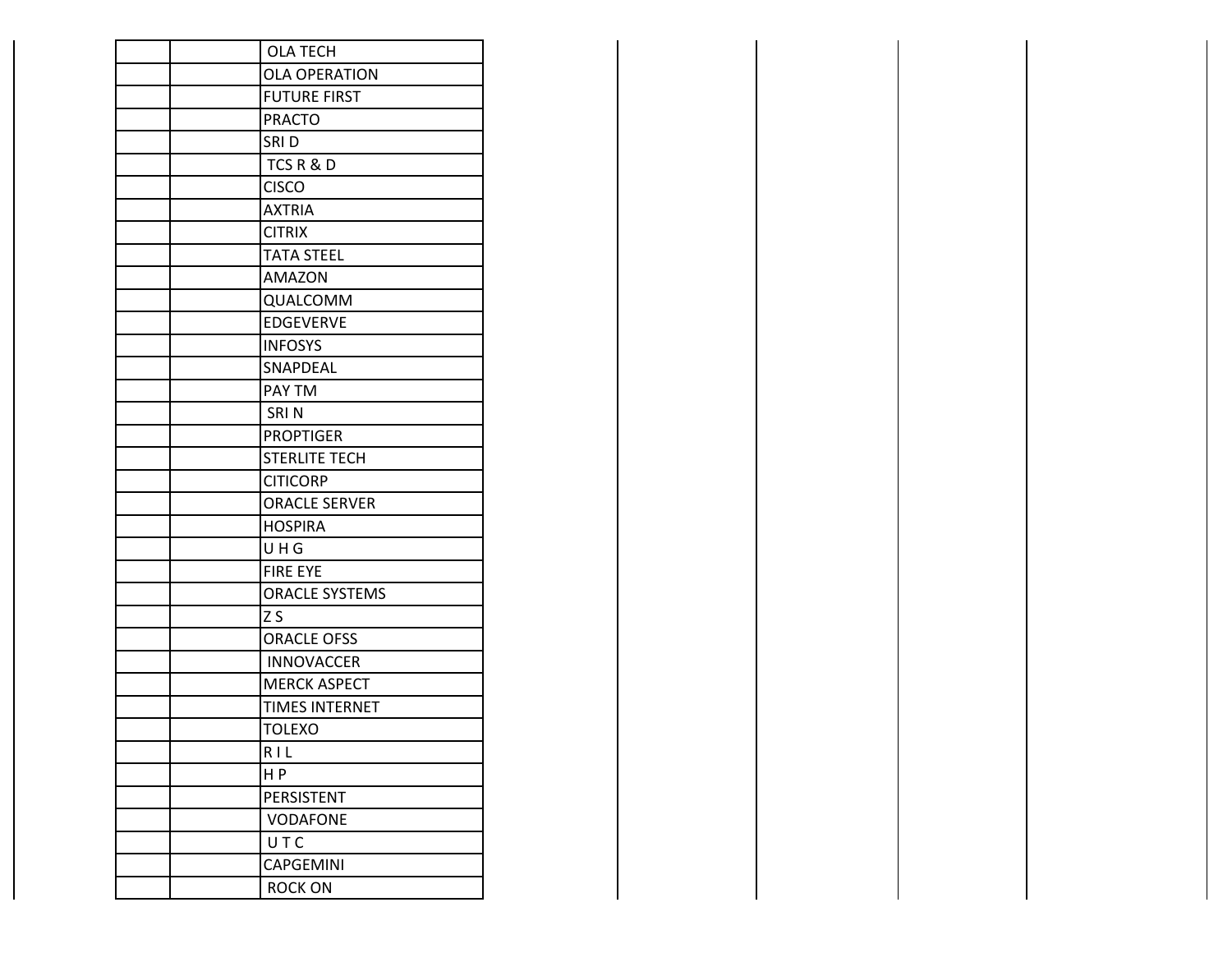| | | | | | | | |
|---|---|---|---|---|---|---|---|
| | | OLA TECH | | | | | |
| | | OLA OPERATION | | | | | |
| | | FUTURE FIRST | | | | | |
| | | PRACTO | | | | | |
| | | SRI D | | | | | |
| | | TCS R & D | | | | | |
| | | CISCO | | | | | |
| | | AXTRIA | | | | | |
| | | CITRIX | | | | | |
| | | TATA STEEL | | | | | |
| | | AMAZON | | | | | |
| | | QUALCOMM | | | | | |
| | | EDGEVERVE | | | | | |
| | | INFOSYS | | | | | |
| | | SNAPDEAL | | | | | |
| | | PAY TM | | | | | |
| | | SRI N | | | | | |
| | | PROPTIGER | | | | | |
| | | STERLITE TECH | | | | | |
| | | CITICORP | | | | | |
| | | ORACLE SERVER | | | | | |
| | | HOSPIRA | | | | | |
| | | U H G | | | | | |
| | | FIRE EYE | | | | | |
| | | ORACLE SYSTEMS | | | | | |
| | | Z S | | | | | |
| | | ORACLE OFSS | | | | | |
| | | INNOVACCER | | | | | |
| | | MERCK ASPECT | | | | | |
| | | TIMES INTERNET | | | | | |
| | | TOLEXO | | | | | |
| | | R I L | | | | | |
| | | H P | | | | | |
| | | PERSISTENT | | | | | |
| | | VODAFONE | | | | | |
| | | U T C | | | | | |
| | | CAPGEMINI | | | | | |
| | | ROCK ON | | | | | |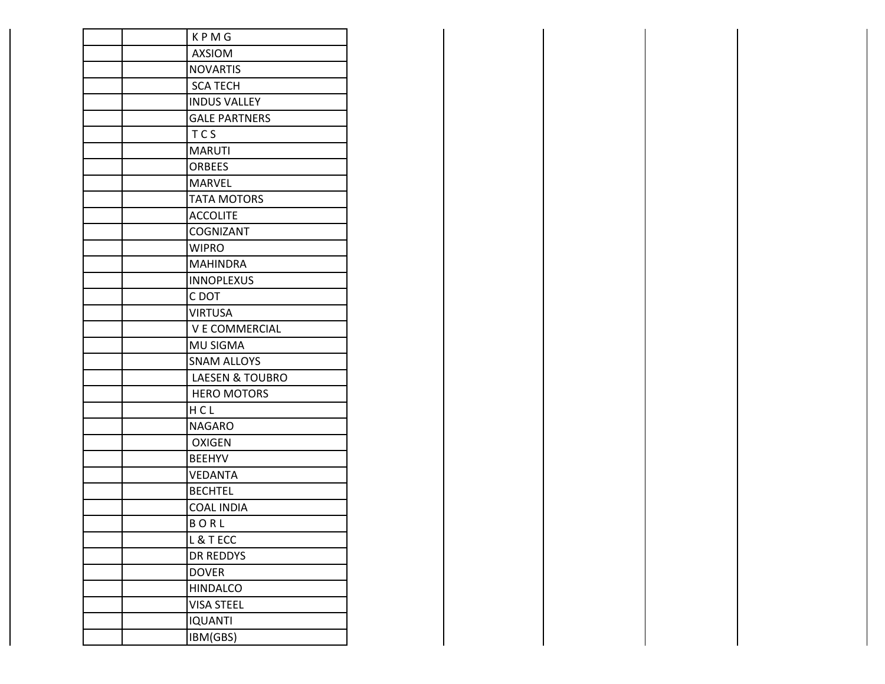| | | |
|---|---|---|
| | | K P M G |
| | | AXSIOM |
| | | NOVARTIS |
| | | SCA TECH |
| | | INDUS VALLEY |
| | | GALE PARTNERS |
| | | T C S |
| | | MARUTI |
| | | ORBEES |
| | | MARVEL |
| | | TATA MOTORS |
| | | ACCOLITE |
| | | COGNIZANT |
| | | WIPRO |
| | | MAHINDRA |
| | | INNOPLEXUS |
| | | C DOT |
| | | VIRTUSA |
| | | V E COMMERCIAL |
| | | MU SIGMA |
| | | SNAM ALLOYS |
| | | LAESEN & TOUBRO |
| | | HERO MOTORS |
| | | H C L |
| | | NAGARO |
| | | OXIGEN |
| | | BEEHYV |
| | | VEDANTA |
| | | BECHTEL |
| | | COAL INDIA |
| | | B O R L |
| | | L & T ECC |
| | | DR REDDYS |
| | | DOVER |
| | | HINDALCO |
| | | VISA STEEL |
| | | IQUANTI |
| | | IBM(GBS) |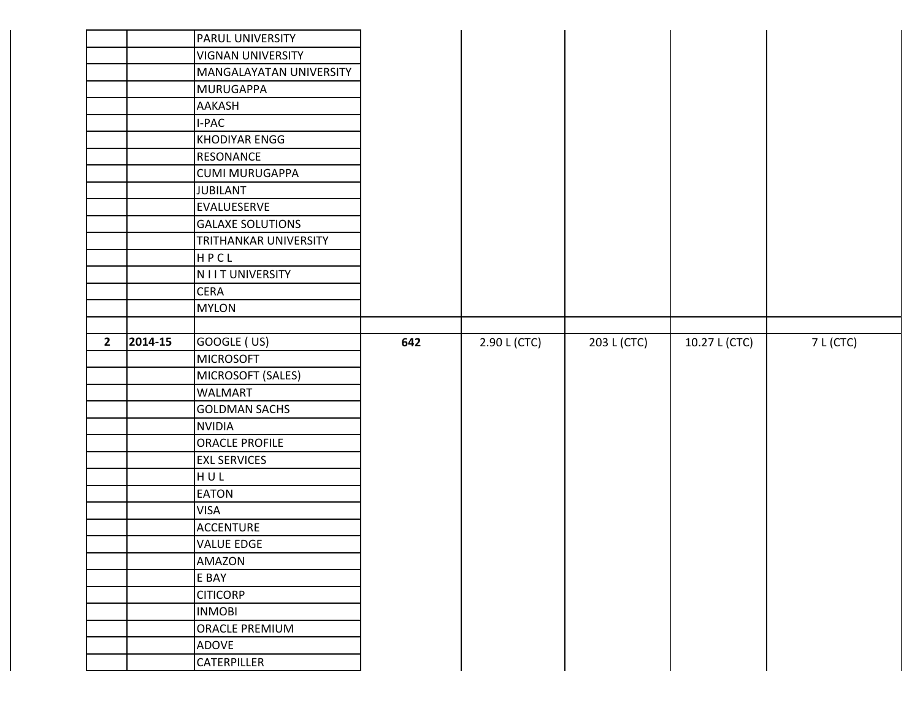| | | | | | | | |
|---|---|---|---|---|---|---|---|
| | | PARUL UNIVERSITY | | | | | |
| | | VIGNAN UNIVERSITY | | | | | |
| | | MANGALAYATAN UNIVERSITY | | | | | |
| | | MURUGAPPA | | | | | |
| | | AAKASH | | | | | |
| | | I-PAC | | | | | |
| | | KHODIYAR ENGG | | | | | |
| | | RESONANCE | | | | | |
| | | CUMI MURUGAPPA | | | | | |
| | | JUBILANT | | | | | |
| | | EVALUESERVE | | | | | |
| | | GALAXE SOLUTIONS | | | | | |
| | | TRITHANKAR UNIVERSITY | | | | | |
| | | H P C L | | | | | |
| | | N I I T UNIVERSITY | | | | | |
| | | CERA | | | | | |
| | | MYLON | | | | | |
| | | | | | | | |
| **2** | **2014-15** | GOOGLE ( US) | **642** | 2.90 L (CTC) | 203 L (CTC) | 10.27 L (CTC) | 7 L (CTC) |
| | | MICROSOFT | | | | | |
| | | MICROSOFT (SALES) | | | | | |
| | | WALMART | | | | | |
| | | GOLDMAN SACHS | | | | | |
| | | NVIDIA | | | | | |
| | | ORACLE PROFILE | | | | | |
| | | EXL SERVICES | | | | | |
| | | H U L | | | | | |
| | | EATON | | | | | |
| | | VISA | | | | | |
| | | ACCENTURE | | | | | |
| | | VALUE EDGE | | | | | |
| | | AMAZON | | | | | |
| | | E BAY | | | | | |
| | | CITICORP | | | | | |
| | | INMOBI | | | | | |
| | | ORACLE PREMIUM | | | | | |
| | | ADOVE | | | | | |
| | | CATERPILLER | | | | | |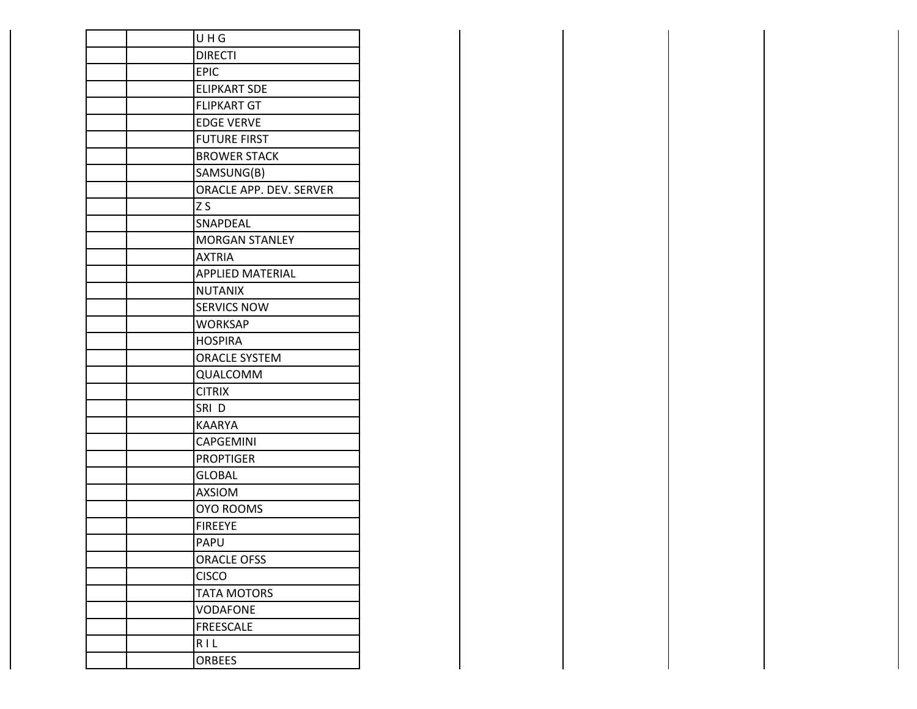| | | |
|---|---|---|
| | | U H G |
| | | DIRECTI |
| | | EPIC |
| | | ELIPKART SDE |
| | | FLIPKART GT |
| | | EDGE VERVE |
| | | FUTURE FIRST |
| | | BROWER STACK |
| | | SAMSUNG(B) |
| | | ORACLE APP. DEV. SERVER |
| | | Z S |
| | | SNAPDEAL |
| | | MORGAN STANLEY |
| | | AXTRIA |
| | | APPLIED MATERIAL |
| | | NUTANIX |
| | | SERVICS NOW |
| | | WORKSAP |
| | | HOSPIRA |
| | | ORACLE SYSTEM |
| | | QUALCOMM |
| | | CITRIX |
| | | SRI D |
| | | KAARYA |
| | | CAPGEMINI |
| | | PROPTIGER |
| | | GLOBAL |
| | | AXSIOM |
| | | OYO ROOMS |
| | | FIREEYE |
| | | PAPU |
| | | ORACLE OFSS |
| | | CISCO |
| | | TATA MOTORS |
| | | VODAFONE |
| | | FREESCALE |
| | | R I L |
| | | ORBEES |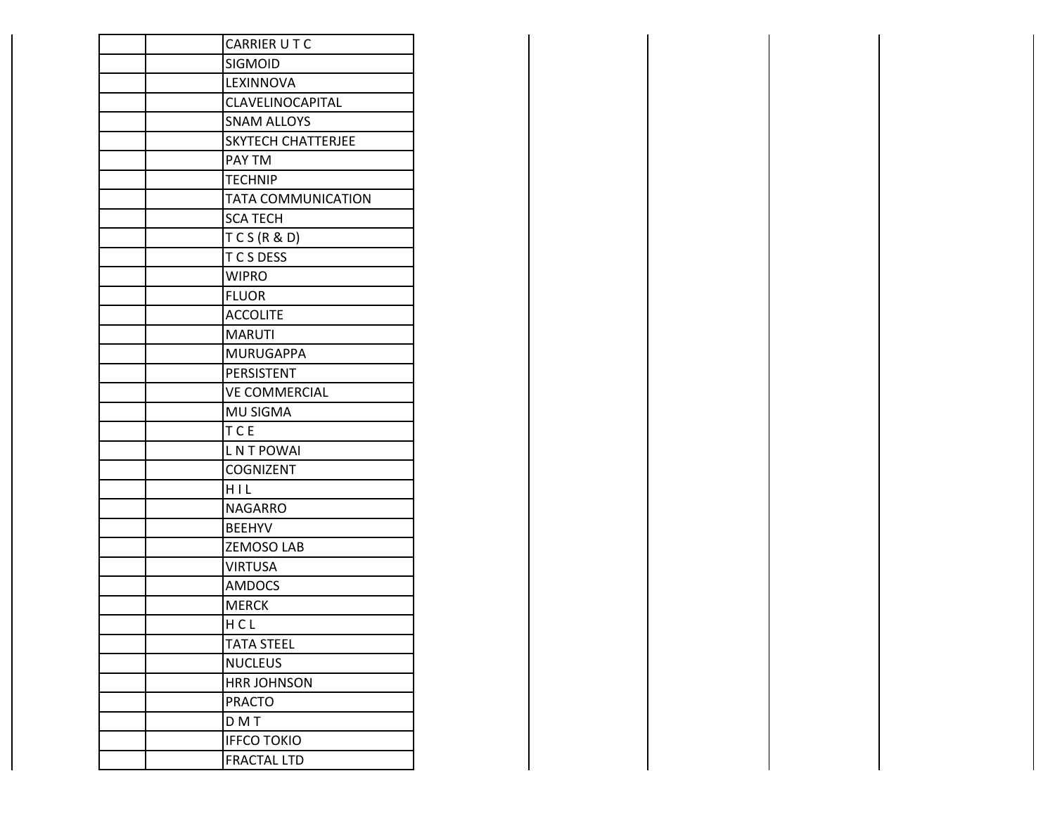| | | | | | | |
|---|---|---|---|---|---|---|
| | | CARRIER U T C | | | | |
| | | SIGMOID | | | | |
| | | LEXINNOVA | | | | |
| | | CLAVELINOCAPITAL | | | | |
| | | SNAM ALLOYS | | | | |
| | | SKYTECH CHATTERJEE | | | | |
| | | PAY TM | | | | |
| | | TECHNIP | | | | |
| | | TATA COMMUNICATION | | | | |
| | | SCA TECH | | | | |
| | | T C S (R & D) | | | | |
| | | T C S DESS | | | | |
| | | WIPRO | | | | |
| | | FLUOR | | | | |
| | | ACCOLITE | | | | |
| | | MARUTI | | | | |
| | | MURUGAPPA | | | | |
| | | PERSISTENT | | | | |
| | | VE COMMERCIAL | | | | |
| | | MU SIGMA | | | | |
| | | T C E | | | | |
| | | L N T POWAI | | | | |
| | | COGNIZENT | | | | |
| | | H I L | | | | |
| | | NAGARRO | | | | |
| | | BEEHYV | | | | |
| | | ZEMOSO LAB | | | | |
| | | VIRTUSA | | | | |
| | | AMDOCS | | | | |
| | | MERCK | | | | |
| | | H C L | | | | |
| | | TATA STEEL | | | | |
| | | NUCLEUS | | | | |
| | | HRR JOHNSON | | | | |
| | | PRACTO | | | | |
| | | D M T | | | | |
| | | IFFCO TOKIO | | | | |
| | | FRACTAL LTD | | | | |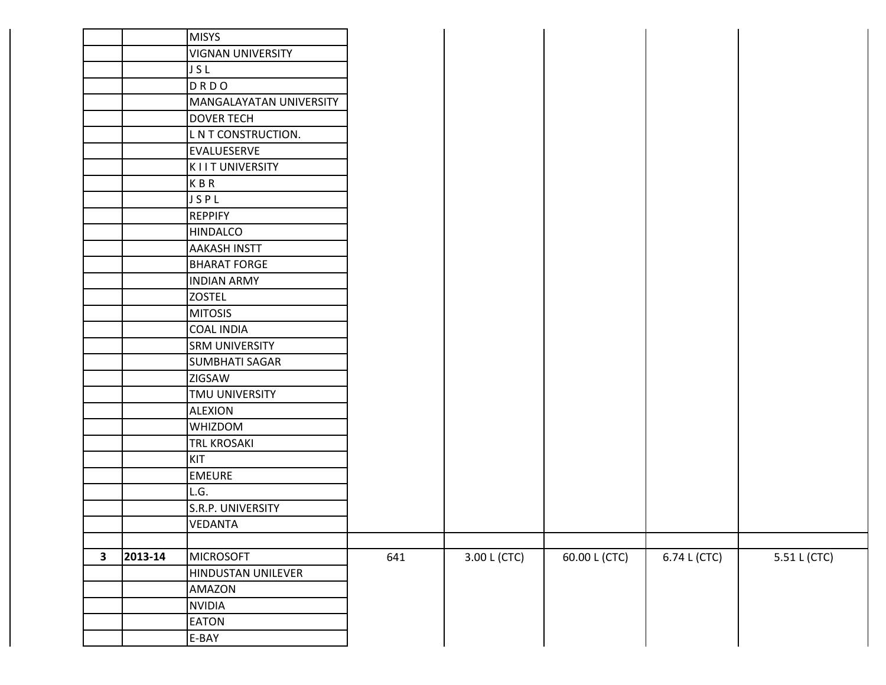| | | | | | | | |
|---|---|---|---|---|---|---|---|
| | | MISYS | | | | | |
| | | VIGNAN UNIVERSITY | | | | | |
| | | J S L | | | | | |
| | | D R D O | | | | | |
| | | MANGALAYATAN UNIVERSITY | | | | | |
| | | DOVER TECH | | | | | |
| | | L N T CONSTRUCTION. | | | | | |
| | | EVALUESERVE | | | | | |
| | | K I I T UNIVERSITY | | | | | |
| | | K B R | | | | | |
| | | J S P L | | | | | |
| | | REPPIFY | | | | | |
| | | HINDALCO | | | | | |
| | | AAKASH INSTT | | | | | |
| | | BHARAT FORGE | | | | | |
| | | INDIAN ARMY | | | | | |
| | | ZOSTEL | | | | | |
| | | MITOSIS | | | | | |
| | | COAL INDIA | | | | | |
| | | SRM UNIVERSITY | | | | | |
| | | SUMBHATI SAGAR | | | | | |
| | | ZIGSAW | | | | | |
| | | TMU UNIVERSITY | | | | | |
| | | ALEXION | | | | | |
| | | WHIZDOM | | | | | |
| | | TRL KROSAKI | | | | | |
| | | KIT | | | | | |
| | | EMEURE | | | | | |
| | | L.G. | | | | | |
| | | S.R.P. UNIVERSITY | | | | | |
| | | VEDANTA | | | | | |
| | | | | | | | |
| **3** | **2013-14** | MICROSOFT | 641 | 3.00 L (CTC) | 60.00 L (CTC) | 6.74 L (CTC) | 5.51 L (CTC) |
| | | HINDUSTAN UNILEVER | | | | | |
| | | AMAZON | | | | | |
| | | NVIDIA | | | | | |
| | | EATON | | | | | |
| | | E-BAY | | | | | |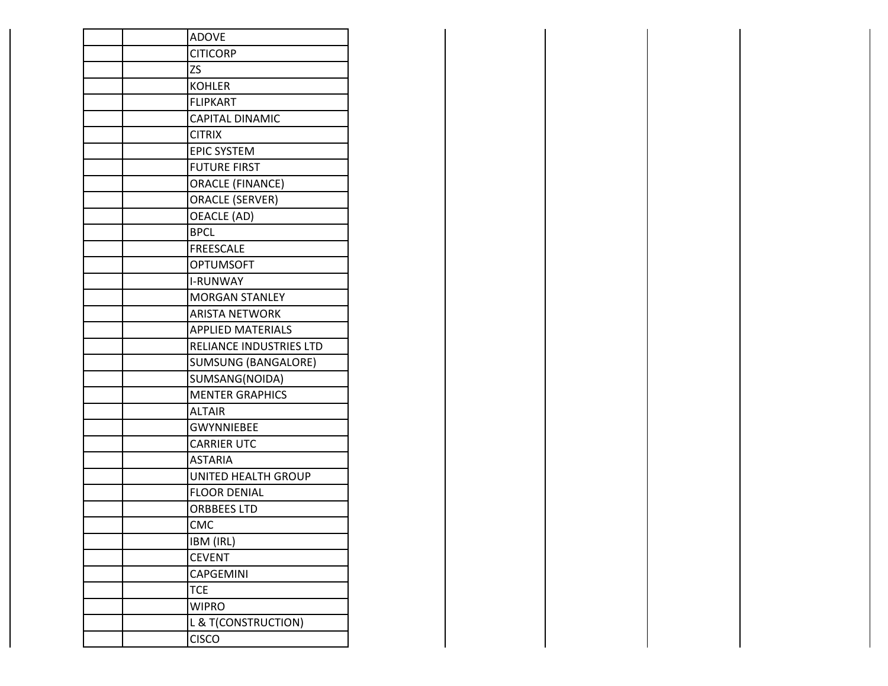| | | |
|---|---|---|
| | | ADOVE |
| | | CITICORP |
| | | ZS |
| | | KOHLER |
| | | FLIPKART |
| | | CAPITAL DINAMIC |
| | | CITRIX |
| | | EPIC SYSTEM |
| | | FUTURE FIRST |
| | | ORACLE (FINANCE) |
| | | ORACLE (SERVER) |
| | | OEACLE (AD) |
| | | BPCL |
| | | FREESCALE |
| | | OPTUMSOFT |
| | | I-RUNWAY |
| | | MORGAN STANLEY |
| | | ARISTA NETWORK |
| | | APPLIED MATERIALS |
| | | RELIANCE INDUSTRIES LTD |
| | | SUMSUNG (BANGALORE) |
| | | SUMSANG(NOIDA) |
| | | MENTER GRAPHICS |
| | | ALTAIR |
| | | GWYNNIEBEE |
| | | CARRIER UTC |
| | | ASTARIA |
| | | UNITED HEALTH GROUP |
| | | FLOOR DENIAL |
| | | ORBBEES LTD |
| | | CMC |
| | | IBM (IRL) |
| | | CEVENT |
| | | CAPGEMINI |
| | | TCE |
| | | WIPRO |
| | | L & T(CONSTRUCTION) |
| | | CISCO |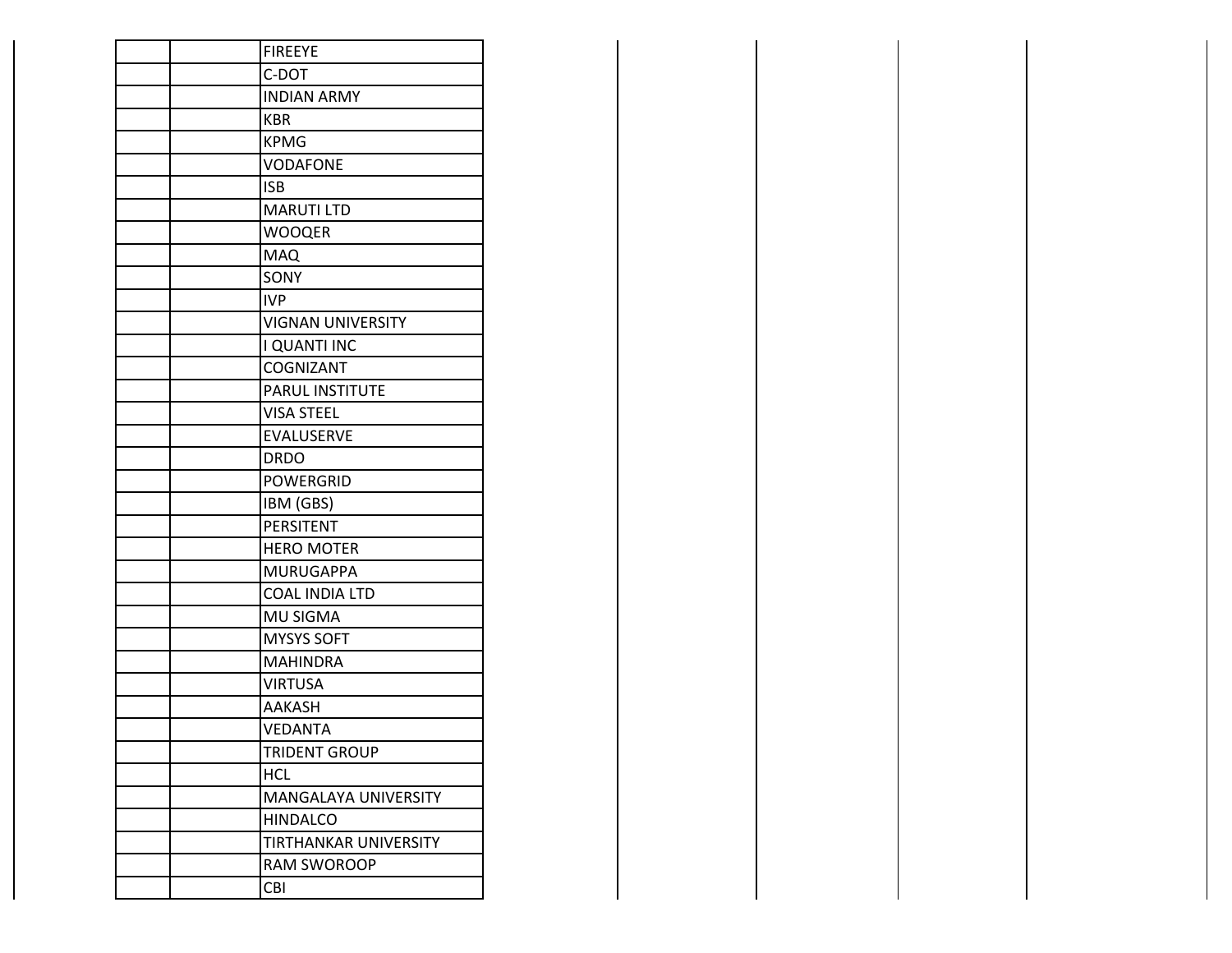| | | |
|---|---|---|
| | | FIREEYE |
| | | C-DOT |
| | | INDIAN ARMY |
| | | KBR |
| | | KPMG |
| | | VODAFONE |
| | | ISB |
| | | MARUTI LTD |
| | | WOOQER |
| | | MAQ |
| | | SONY |
| | | IVP |
| | | VIGNAN UNIVERSITY |
| | | I QUANTI INC |
| | | COGNIZANT |
| | | PARUL INSTITUTE |
| | | VISA STEEL |
| | | EVALUSERVE |
| | | DRDO |
| | | POWERGRID |
| | | IBM (GBS) |
| | | PERSITENT |
| | | HERO MOTER |
| | | MURUGAPPA |
| | | COAL INDIA LTD |
| | | MU SIGMA |
| | | MYSYS SOFT |
| | | MAHINDRA |
| | | VIRTUSA |
| | | AAKASH |
| | | VEDANTA |
| | | TRIDENT GROUP |
| | | HCL |
| | | MANGALAYA UNIVERSITY |
| | | HINDALCO |
| | | TIRTHANKAR UNIVERSITY |
| | | RAM SWOROOP |
| | | CBI |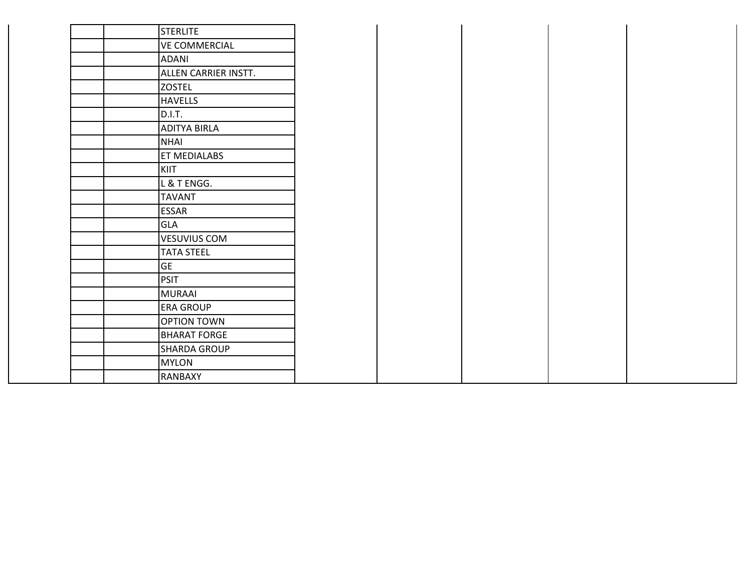| | | | | | | | | |
|---|---|---|---|---|---|---|---|---|
| | | | STERLITE | | | | | |
| | | | VE COMMERCIAL | | | | | |
| | | | ADANI | | | | | |
| | | | ALLEN CARRIER INSTT. | | | | | |
| | | | ZOSTEL | | | | | |
| | | | HAVELLS | | | | | |
| | | | D.I.T. | | | | | |
| | | | ADITYA BIRLA | | | | | |
| | | | NHAI | | | | | |
| | | | ET MEDIALABS | | | | | |
| | | | KIIT | | | | | |
| | | | L & T ENGG. | | | | | |
| | | | TAVANT | | | | | |
| | | | ESSAR | | | | | |
| | | | GLA | | | | | |
| | | | VESUVIUS COM | | | | | |
| | | | TATA STEEL | | | | | |
| | | | GE | | | | | |
| | | | PSIT | | | | | |
| | | | MURAAI | | | | | |
| | | | ERA GROUP | | | | | |
| | | | OPTION TOWN | | | | | |
| | | | BHARAT FORGE | | | | | |
| | | | SHARDA GROUP | | | | | |
| | | | MYLON | | | | | |
| | | | RANBAXY | | | | | |